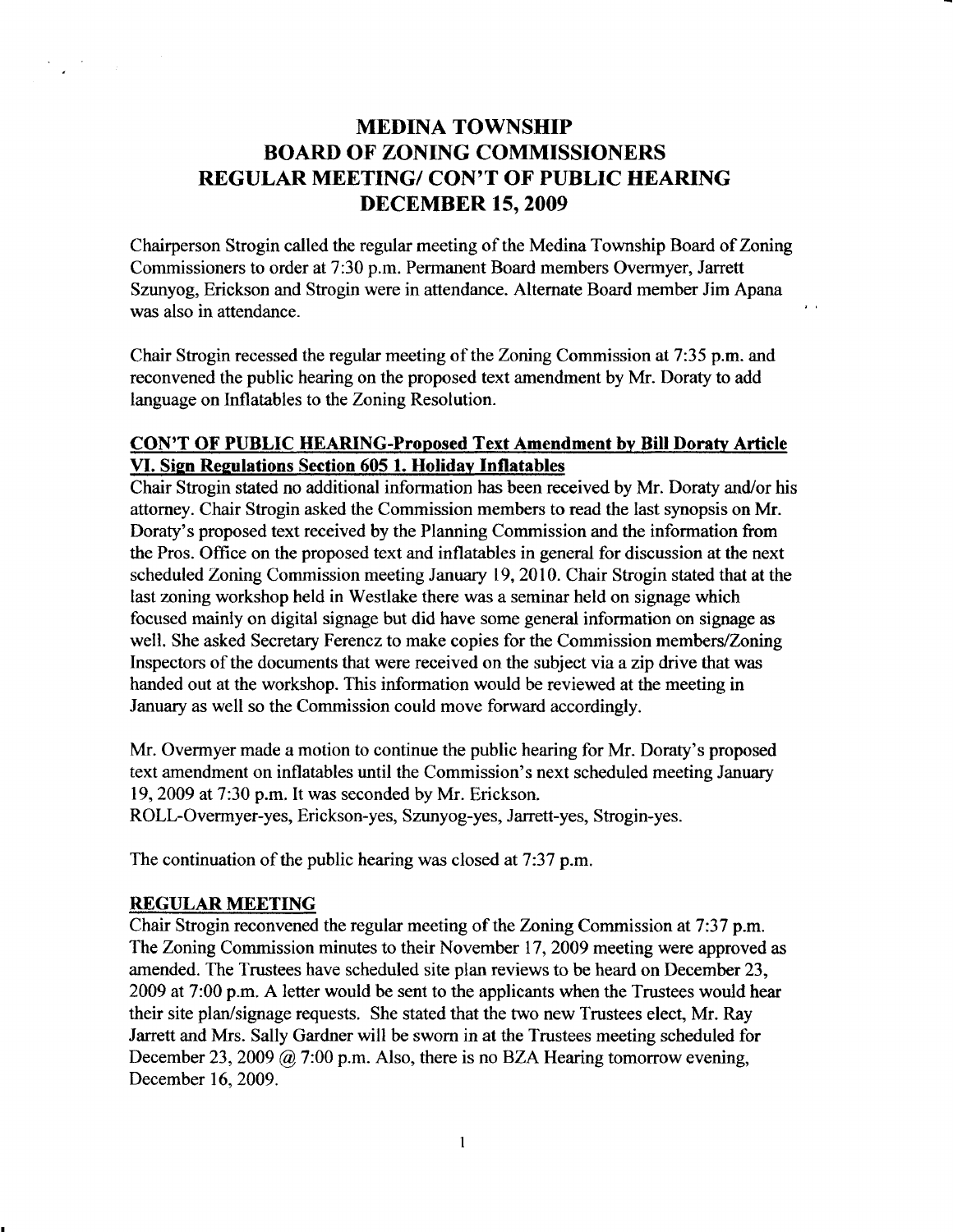# MEDINA TOWNSHIP
# BOARD OF ZONING COMMISSIONERS
# REGULAR MEETING/ CON'T OF PUBLIC HEARING
# DECEMBER 15, 2009

Chairperson Strogin called the regular meeting of the Medina Township Board of Zoning Commissioners to order at 7:30 p.m. Permanent Board members Overmyer, Jarrett Szunyog, Erickson and Strogin were in attendance. Alternate Board member Jim Apana was also in attendance.

Chair Strogin recessed the regular meeting of the Zoning Commission at 7:35 p.m. and reconvened the public hearing on the proposed text amendment by Mr. Doraty to add language on Inflatables to the Zoning Resolution.

**CON'T OF PUBLIC HEARING-Proposed Text Amendment by Bill Doraty Article VI. Sign Regulations Section 605 1. Holiday Inflatables**

Chair Strogin stated no additional information has been received by Mr. Doraty and/or his attorney. Chair Strogin asked the Commission members to read the last synopsis on Mr. Doraty's proposed text received by the Planning Commission and the information from the Pros. Office on the proposed text and inflatables in general for discussion at the next scheduled Zoning Commission meeting January 19, 2010. Chair Strogin stated that at the last zoning workshop held in Westlake there was a seminar held on signage which focused mainly on digital signage but did have some general information on signage as well. She asked Secretary Ferencz to make copies for the Commission members/Zoning Inspectors of the documents that were received on the subject via a zip drive that was handed out at the workshop. This information would be reviewed at the meeting in January as well so the Commission could move forward accordingly.

Mr. Overmyer made a motion to continue the public hearing for Mr. Doraty's proposed text amendment on inflatables until the Commission's next scheduled meeting January 19, 2009 at 7:30 p.m. It was seconded by Mr. Erickson.
ROLL-Overmyer-yes, Erickson-yes, Szunyog-yes, Jarrett-yes, Strogin-yes.

The continuation of the public hearing was closed at 7:37 p.m.

**REGULAR MEETING**

Chair Strogin reconvened the regular meeting of the Zoning Commission at 7:37 p.m. The Zoning Commission minutes to their November 17, 2009 meeting were approved as amended. The Trustees have scheduled site plan reviews to be heard on December 23, 2009 at 7:00 p.m. A letter would be sent to the applicants when the Trustees would hear their site plan/signage requests. She stated that the two new Trustees elect, Mr. Ray Jarrett and Mrs. Sally Gardner will be sworn in at the Trustees meeting scheduled for December 23, 2009 @ 7:00 p.m. Also, there is no BZA Hearing tomorrow evening, December 16, 2009.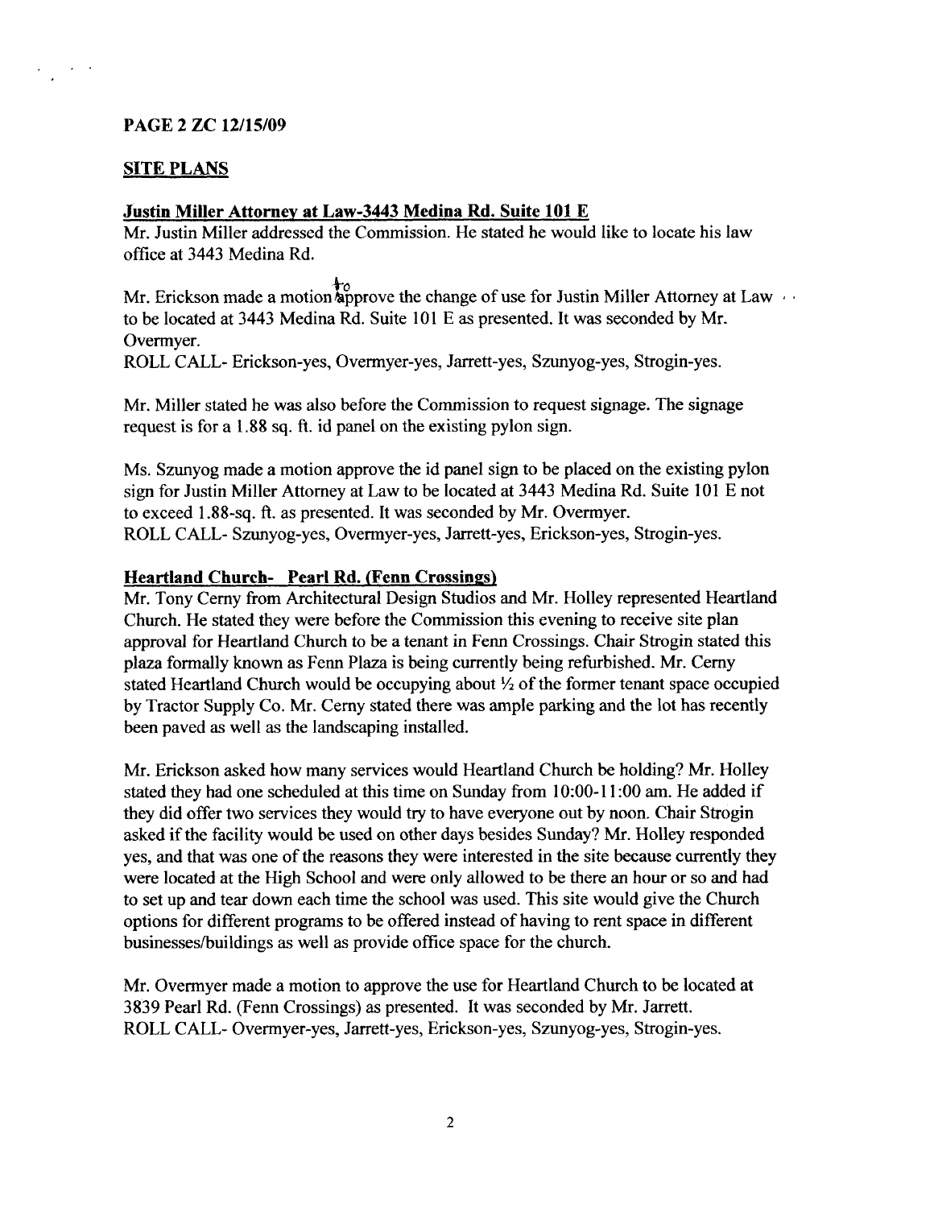**PAGE 2 ZC 12/15/09**

## SITE PLANS

### Justin Miller Attorney at Law-3443 Medina Rd. Suite 101 E

Mr. Justin Miller addressed the Commission. He stated he would like to locate his law office at 3443 Medina Rd.

Mr. Erickson made a motion to approve the change of use for Justin Miller Attorney at Law to be located at 3443 Medina Rd. Suite 101 E as presented. It was seconded by Mr. Overmyer.
ROLL CALL- Erickson-yes, Overmyer-yes, Jarrett-yes, Szunyog-yes, Strogin-yes.

Mr. Miller stated he was also before the Commission to request signage. The signage request is for a 1.88 sq. ft. id panel on the existing pylon sign.

Ms. Szunyog made a motion approve the id panel sign to be placed on the existing pylon sign for Justin Miller Attorney at Law to be located at 3443 Medina Rd. Suite 101 E not to exceed 1.88-sq. ft. as presented. It was seconded by Mr. Overmyer.
ROLL CALL- Szunyog-yes, Overmyer-yes, Jarrett-yes, Erickson-yes, Strogin-yes.

### Heartland Church- Pearl Rd. (Fenn Crossings)

Mr. Tony Cerny from Architectural Design Studios and Mr. Holley represented Heartland Church. He stated they were before the Commission this evening to receive site plan approval for Heartland Church to be a tenant in Fenn Crossings. Chair Strogin stated this plaza formally known as Fenn Plaza is being currently being refurbished. Mr. Cerny stated Heartland Church would be occupying about ½ of the former tenant space occupied by Tractor Supply Co. Mr. Cerny stated there was ample parking and the lot has recently been paved as well as the landscaping installed.

Mr. Erickson asked how many services would Heartland Church be holding? Mr. Holley stated they had one scheduled at this time on Sunday from 10:00-11:00 am. He added if they did offer two services they would try to have everyone out by noon. Chair Strogin asked if the facility would be used on other days besides Sunday? Mr. Holley responded yes, and that was one of the reasons they were interested in the site because currently they were located at the High School and were only allowed to be there an hour or so and had to set up and tear down each time the school was used. This site would give the Church options for different programs to be offered instead of having to rent space in different businesses/buildings as well as provide office space for the church.

Mr. Overmyer made a motion to approve the use for Heartland Church to be located at 3839 Pearl Rd. (Fenn Crossings) as presented. It was seconded by Mr. Jarrett.
ROLL CALL- Overmyer-yes, Jarrett-yes, Erickson-yes, Szunyog-yes, Strogin-yes.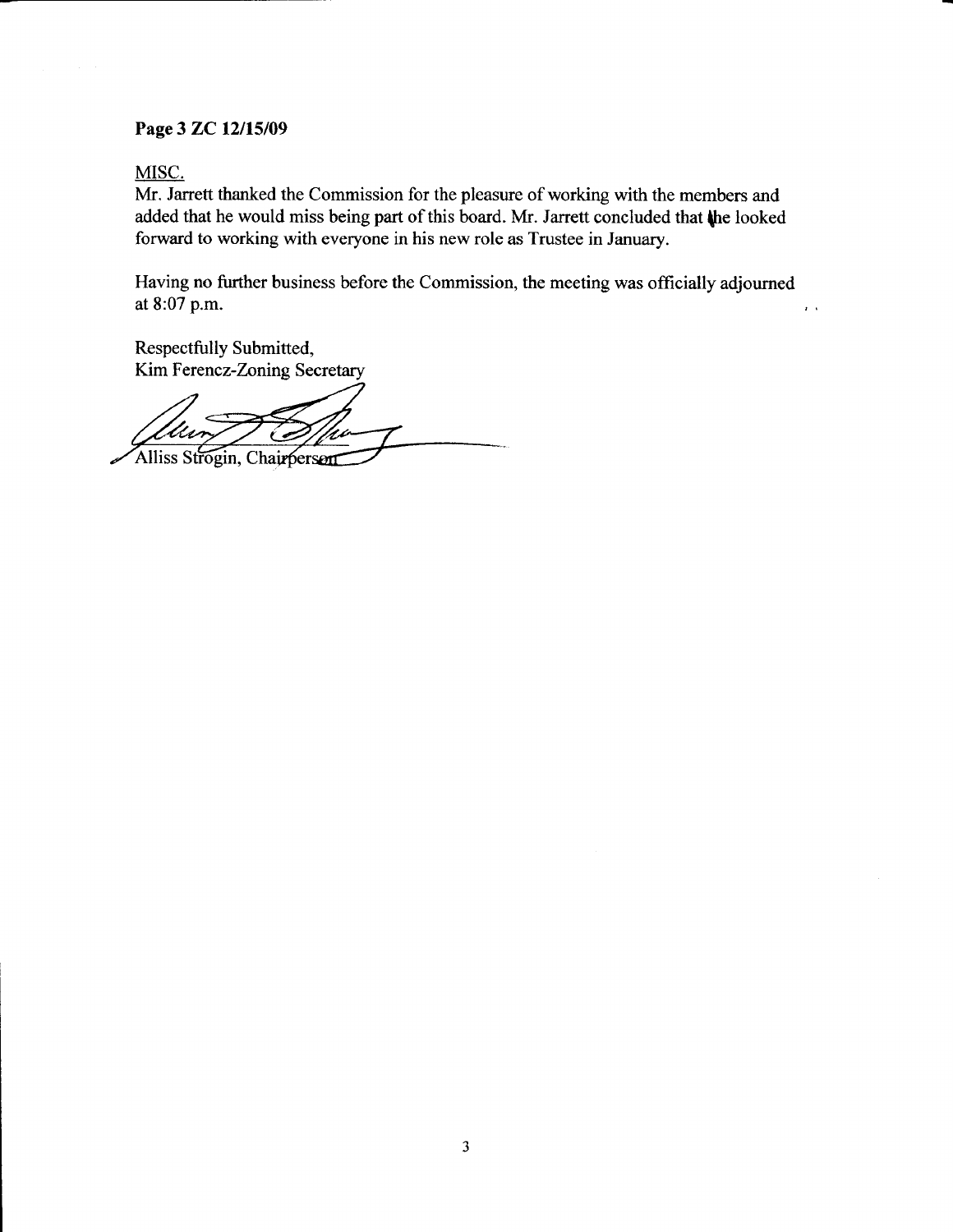**Page 3 ZC 12/15/09**

MISC.

Mr. Jarrett thanked the Commission for the pleasure of working with the members and added that he would miss being part of this board. Mr. Jarrett concluded that the looked forward to working with everyone in his new role as Trustee in January.

Having no further business before the Commission, the meeting was officially adjourned at 8:07 p.m.

Respectfully Submitted,
Kim Ferencz-Zoning Secretary

Alliss Strogin, Chairperson